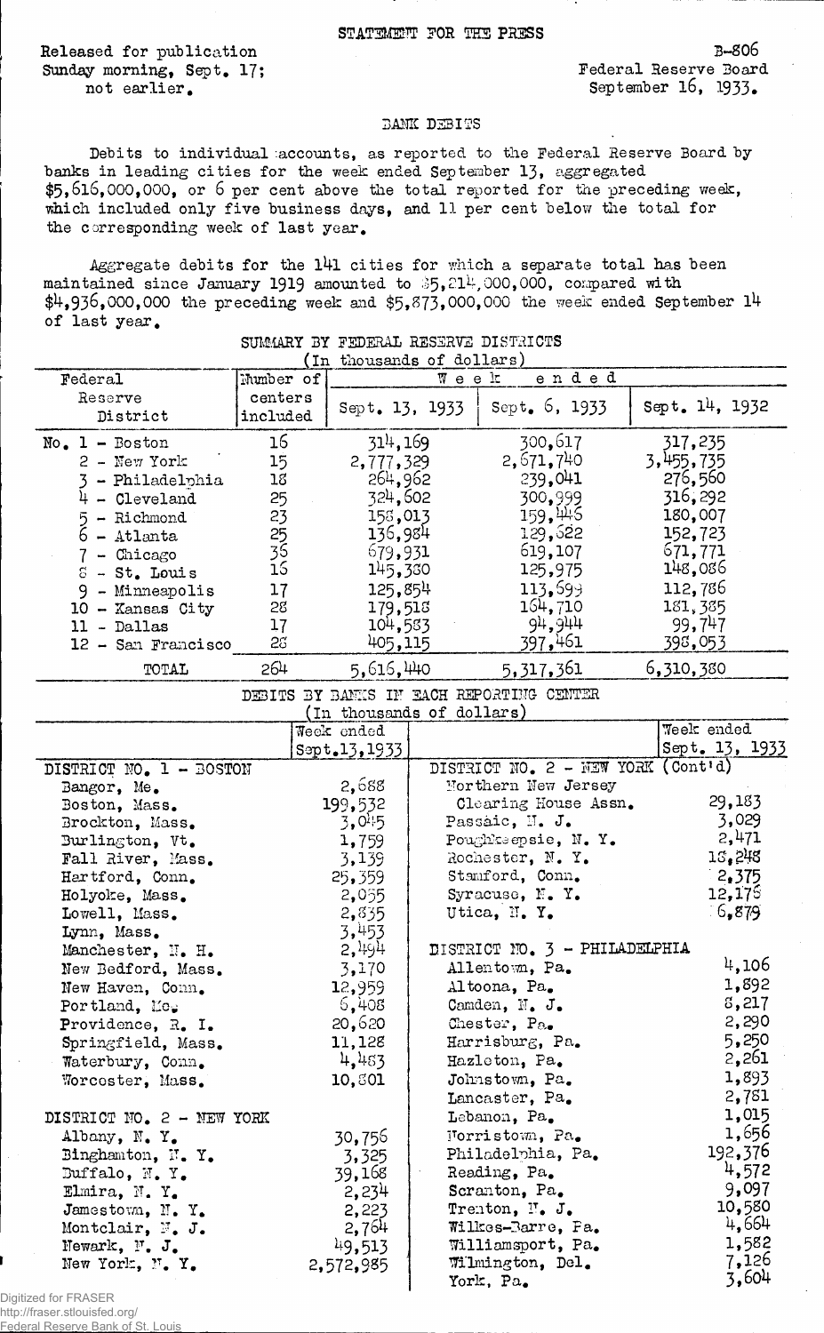STATEMENT FOR THE PRESS

Released for publication
Sunday morning, Sept. 17;
not earlier.

B-806
Federal Reserve Board
September 16, 1933.

## BANK DEBITS

Debits to individual accounts, as reported to the Federal Reserve Board by banks in leading cities for the week ended September 13, aggregated $5,616,000,000, or 6 per cent above the total reported for the preceding week, which included only five business days, and 11 per cent below the total for the corresponding week of last year.

Aggregate debits for the 141 cities for which a separate total has been maintained since January 1919 amounted to $5,214,000,000, compared with $4,936,000,000 the preceding week and $5,873,000,000 the week ended September 14 of last year.

SUMMARY BY FEDERAL RESERVE DISTRICTS
(In thousands of dollars)

| Federal Reserve District | Number of centers included | Week ended Sept. 13, 1933 | Week ended Sept. 6, 1933 | Week ended Sept. 14, 1932 |
|---|---|---|---|---|
| No. 1 - Boston | 16 | 314,169 | 300,617 | 317,235 |
| 2 - New York | 15 | 2,777,329 | 2,671,740 | 3,455,735 |
| 3 - Philadelphia | 18 | 264,962 | 239,041 | 276,560 |
| 4 - Cleveland | 25 | 324,602 | 300,999 | 316,292 |
| 5 - Richmond | 23 | 158,013 | 159,446 | 180,007 |
| 6 - Atlanta | 25 | 136,984 | 129,622 | 152,723 |
| 7 - Chicago | 36 | 679,931 | 619,107 | 671,771 |
| 8 - St. Louis | 16 | 145,380 | 125,975 | 148,086 |
| 9 - Minneapolis | 17 | 125,854 | 113,699 | 112,786 |
| 10 - Kansas City | 28 | 179,518 | 164,710 | 181,385 |
| 11 - Dallas | 17 | 104,583 | 94,944 | 99,747 |
| 12 - San Francisco | 28 | 405,115 | 397,461 | 398,053 |
| TOTAL | 264 | 5,616,440 | 5,317,361 | 6,310,380 |

DEBITS BY BANKS IN EACH REPORTING CENTER
(In thousands of dollars)

| | Week ended Sept. 13, 1933 |
|---|---|
| **DISTRICT NO. 1 - BOSTON** | |
| Bangor, Me. | 2,688 |
| Boston, Mass. | 199,532 |
| Brockton, Mass. | 3,045 |
| Burlington, Vt. | 1,759 |
| Fall River, Mass. | 3,139 |
| Hartford, Conn. | 25,359 |
| Holyoke, Mass. | 2,055 |
| Lowell, Mass. | 2,835 |
| Lynn, Mass. | 3,453 |
| Manchester, N. H. | 2,494 |
| New Bedford, Mass. | 3,170 |
| New Haven, Conn. | 12,959 |
| Portland, Me. | 6,408 |
| Providence, R. I. | 20,620 |
| Springfield, Mass. | 11,128 |
| Waterbury, Conn. | 4,483 |
| Worcester, Mass. | 10,801 |
| **DISTRICT NO. 2 - NEW YORK** | |
| Albany, N. Y. | 30,756 |
| Binghamton, N. Y. | 3,325 |
| Buffalo, N. Y. | 39,168 |
| Elmira, N. Y. | 2,234 |
| Jamestown, N. Y. | 2,223 |
| Montclair, N. J. | 2,764 |
| Newark, N. J. | 49,513 |
| New York, N. Y. | 2,572,985 |
| **DISTRICT NO. 2 - NEW YORK (Cont'd)** | |
| Northern New Jersey Clearing House Assn. | 29,183 |
| Passaic, N. J. | 3,029 |
| Poughkeepsie, N. Y. | 2,471 |
| Rochester, N. Y. | 18,248 |
| Stamford, Conn. | 2,375 |
| Syracuse, N. Y. | 12,178 |
| Utica, N. Y. | 6,879 |
| **DISTRICT NO. 3 - PHILADELPHIA** | |
| Allentown, Pa. | 4,106 |
| Altoona, Pa. | 1,892 |
| Camden, N. J. | 8,217 |
| Chester, Pa. | 2,290 |
| Harrisburg, Pa. | 5,250 |
| Hazleton, Pa. | 2,261 |
| Johnstown, Pa. | 1,893 |
| Lancaster, Pa. | 2,781 |
| Lebanon, Pa. | 1,015 |
| Norristown, Pa. | 1,656 |
| Philadelphia, Pa. | 192,376 |
| Reading, Pa. | 4,572 |
| Scranton, Pa. | 9,097 |
| Trenton, N. J. | 10,580 |
| Wilkes-Barre, Pa. | 4,664 |
| Williamsport, Pa. | 1,582 |
| Wilmington, Del. | 7,126 |
| York, Pa. | 3,604 |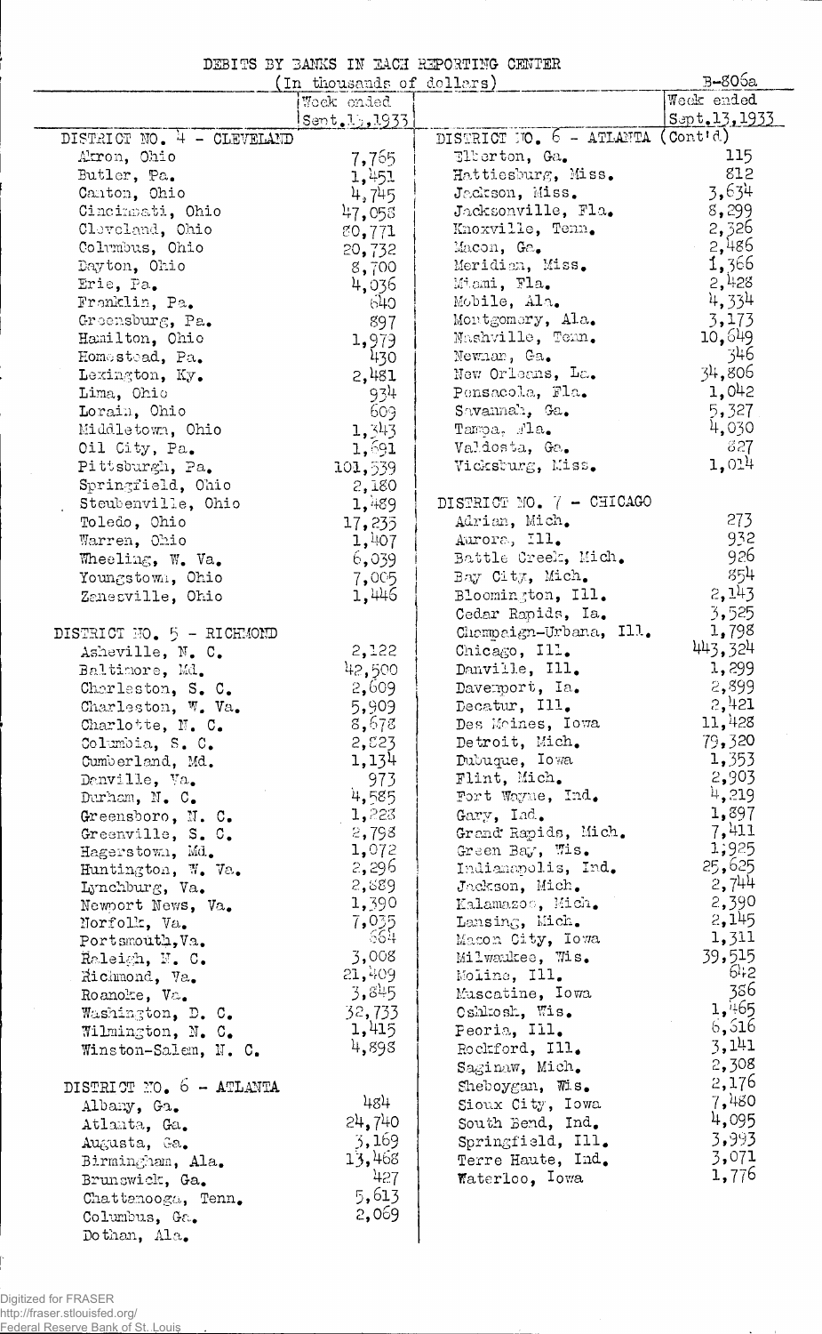DEBITS BY BANKS IN EACH REPORTING CENTER

(In thousands of dollars)

B-806a

| | Week ended Sept.13,1933 |
|---|---|
| **DISTRICT NO. 4 - CLEVELAND** | |
| Akron, Ohio | 7,765 |
| Butler, Pa. | 1,451 |
| Canton, Ohio | 4,745 |
| Cincinnati, Ohio | 47,058 |
| Cleveland, Ohio | 80,771 |
| Columbus, Ohio | 20,732 |
| Dayton, Ohio | 8,700 |
| Erie, Pa. | 4,036 |
| Franklin, Pa. | 640 |
| Greensburg, Pa. | 897 |
| Hamilton, Ohio | 1,979 |
| Homestead, Pa. | 430 |
| Lexington, Ky. | 2,481 |
| Lima, Ohio | 934 |
| Lorain, Ohio | 609 |
| Middletown, Ohio | 1,343 |
| Oil City, Pa. | 1,591 |
| Pittsburgh, Pa. | 101,539 |
| Springfield, Ohio | 2,180 |
| Steubenville, Ohio | 1,489 |
| Toledo, Ohio | 17,235 |
| Warren, Ohio | 1,407 |
| Wheeling, W. Va. | 6,039 |
| Youngstown, Ohio | 7,005 |
| Zanesville, Ohio | 1,446 |
| **DISTRICT NO. 5 - RICHMOND** | |
| Asheville, N. C. | 2,122 |
| Baltimore, Md. | 42,500 |
| Charleston, S. C. | 2,609 |
| Charleston, W. Va. | 5,909 |
| Charlotte, N. C. | 8,678 |
| Columbia, S. C. | 2,823 |
| Cumberland, Md. | 1,134 |
| Danville, Va. | 973 |
| Durham, N. C. | 4,585 |
| Greensboro, N. C. | 1,828 |
| Greenville, S. C. | 2,798 |
| Hagerstown, Md. | 1,072 |
| Huntington, W. Va. | 2,296 |
| Lynchburg, Va. | 2,889 |
| Newport News, Va. | 1,390 |
| Norfolk, Va. | 7,035 |
| Portsmouth, Va. | 664 |
| Raleigh, N. C. | 3,008 |
| Richmond, Va. | 21,409 |
| Roanoke, Va. | 3,845 |
| Washington, D. C. | 32,733 |
| Wilmington, N. C. | 1,415 |
| Winston-Salem, N. C. | 4,898 |
| **DISTRICT NO. 6 - ATLANTA** | |
| Albany, Ga. | 484 |
| Atlanta, Ga. | 24,740 |
| Augusta, Ga. | 3,169 |
| Birmingham, Ala. | 13,468 |
| Brunswick, Ga. | 427 |
| Chattanooga, Tenn. | 5,613 |
| Columbus, Ga. | 2,069 |
| Dothan, Ala. | |

| | Week ended Sept.13,1933 |
|---|---|
| **DISTRICT NO. 6 - ATLANTA (Cont'd)** | |
| Elberton, Ga. | 115 |
| Hattiesburg, Miss. | 812 |
| Jackson, Miss. | 3,634 |
| Jacksonville, Fla. | 8,299 |
| Knoxville, Tenn. | 2,326 |
| Macon, Ga. | 2,486 |
| Meridian, Miss. | 1,366 |
| Miami, Fla. | 2,428 |
| Mobile, Ala. | 4,334 |
| Montgomery, Ala. | 3,173 |
| Nashville, Tenn. | 10,649 |
| Newnan, Ga. | 346 |
| New Orleans, La. | 34,806 |
| Pensacola, Fla. | 1,042 |
| Savannah, Ga. | 5,327 |
| Tampa, Fla. | 4,030 |
| Valdosta, Ga. | 827 |
| Vicksburg, Miss. | 1,014 |
| **DISTRICT NO. 7 - CHICAGO** | |
| Adrian, Mich. | 273 |
| Aurora, Ill. | 932 |
| Battle Creek, Mich. | 926 |
| Bay City, Mich. | 854 |
| Bloomington, Ill. | 2,143 |
| Cedar Rapids, Ia. | 3,525 |
| Champaign-Urbana, Ill. | 1,798 |
| Chicago, Ill. | 443,324 |
| Danville, Ill. | 1,299 |
| Davenport, Ia. | 2,899 |
| Decatur, Ill. | 2,421 |
| Des Moines, Iowa | 11,428 |
| Detroit, Mich. | 79,320 |
| Dubuque, Iowa | 1,353 |
| Flint, Mich. | 2,903 |
| Fort Wayne, Ind. | 4,219 |
| Gary, Ind. | 1,897 |
| Grand Rapids, Mich. | 7,411 |
| Green Bay, Wis. | 1,925 |
| Indianapolis, Ind. | 25,625 |
| Jackson, Mich. | 2,744 |
| Kalamazoo, Mich. | 2,390 |
| Lansing, Mich. | 2,145 |
| Mason City, Iowa | 1,311 |
| Milwaukee, Wis. | 39,515 |
| Moline, Ill. | 642 |
| Muscatine, Iowa | 386 |
| Oshkosh, Wis. | 1,465 |
| Peoria, Ill. | 6,616 |
| Rockford, Ill. | 3,141 |
| Saginaw, Mich. | 2,308 |
| Sheboygan, Wis. | 2,176 |
| Sioux City, Iowa | 7,480 |
| South Bend, Ind. | 4,095 |
| Springfield, Ill. | 3,993 |
| Terre Haute, Ind. | 3,071 |
| Waterloo, Iowa | 1,776 |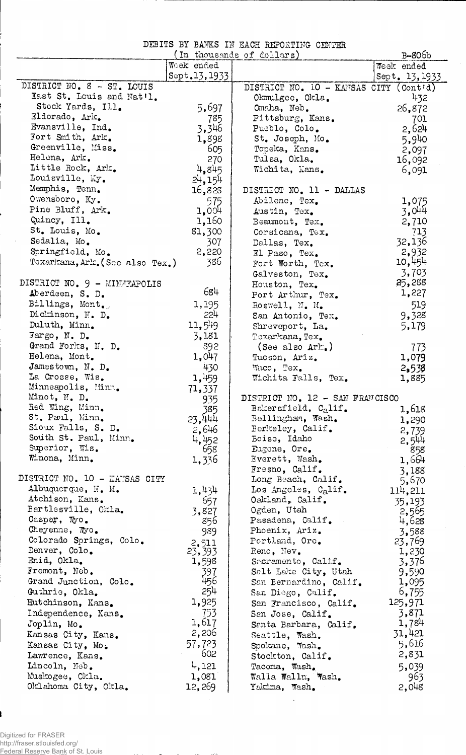DEBITS BY BANKS IN EACH REPORTING CENTER

(In thousands of dollars)

B-806b

| | Week ended Sept. 13, 1933 |
|---|---|
| **DISTRICT NO. 8 - ST. LOUIS** | |
| East St. Louis and Nat'l. Stock Yards, Ill. | 5,697 |
| Eldorado, Ark. | 785 |
| Evansville, Ind. | 3,346 |
| Fort Smith, Ark. | 1,898 |
| Greenville, Miss. | 605 |
| Helena, Ark. | 270 |
| Little Rock, Ark. | 4,845 |
| Louisville, Ky. | 24,154 |
| Memphis, Tenn. | 16,828 |
| Owensboro, Ky. | 575 |
| Pine Bluff, Ark. | 1,004 |
| Quincy, Ill. | 1,160 |
| St. Louis, Mo. | 81,300 |
| Sedalia, Mo. | 307 |
| Springfield, Mo. | 2,220 |
| Texarkana, Ark. (See also Tex.) | 386 |
| **DISTRICT NO. 9 - MINNEAPOLIS** | |
| Aberdeen, S. D. | 684 |
| Billings, Mont. | 1,195 |
| Dickinson, N. D. | 224 |
| Duluth, Minn. | 11,549 |
| Fargo, N. D. | 3,181 |
| Grand Forks, N. D. | 892 |
| Helena, Mont. | 1,047 |
| Jamestown, N. D. | 430 |
| La Crosse, Wis. | 1,459 |
| Minneapolis, Minn. | 71,337 |
| Minot, N. D. | 935 |
| Red Wing, Minn. | 385 |
| St. Paul, Minn. | 23,444 |
| Sioux Falls, S. D. | 2,646 |
| South St. Paul, Minn. | 4,452 |
| Superior, Wis. | 658 |
| Winona, Minn. | 1,336 |
| **DISTRICT NO. 10 - KANSAS CITY** | |
| Albuquerque, N. M. | 1,434 |
| Atchison, Kans. | 657 |
| Bartlesville, Okla. | 3,827 |
| Casper, Wyo. | 856 |
| Cheyenne, Wyo. | 989 |
| Colorado Springs, Colo. | 2,511 |
| Denver, Colo. | 23,393 |
| Enid, Okla. | 1,598 |
| Fremont, Neb. | 397 |
| Grand Junction, Colo. | 456 |
| Guthrie, Okla. | 254 |
| Hutchinson, Kans. | 1,925 |
| Independence, Kans. | 753 |
| Joplin, Mo. | 1,617 |
| Kansas City, Kans. | 2,206 |
| Kansas City, Mo. | 57,723 |
| Lawrence, Kans. | 602 |
| Lincoln, Neb. | 4,121 |
| Muskogee, Okla. | 1,081 |
| Oklahoma City, Okla. | 12,269 |
| **DISTRICT NO. 10 - KANSAS CITY (Cont'd)** | |
| Okmulgee, Okla. | 432 |
| Omaha, Neb. | 26,872 |
| Pittsburg, Kans. | 701 |
| Pueblo, Colo. | 2,624 |
| St. Joseph, Mo. | 5,940 |
| Topeka, Kans. | 2,097 |
| Tulsa, Okla. | 16,092 |
| Wichita, Kans. | 6,091 |
| **DISTRICT NO. 11 - DALLAS** | |
| Abilene, Tex. | 1,075 |
| Austin, Tex. | 3,044 |
| Beaumont, Tex. | 2,710 |
| Corsicana, Tex. | 713 |
| Dallas, Tex. | 32,136 |
| El Paso, Tex. | 2,932 |
| Fort Worth, Tex. | 10,454 |
| Galveston, Tex. | 3,703 |
| Houston, Tex. | 25,288 |
| Port Arthur, Tex. | 1,227 |
| Roswell, N. M. | 519 |
| San Antonio, Tex. | 9,328 |
| Shreveport, La. | 5,179 |
| Texarkana, Tex. (See also Ark.) | 773 |
| Tucson, Ariz. | 1,079 |
| Waco, Tex. | 2,538 |
| Wichita Falls, Tex. | 1,885 |
| **DISTRICT NO. 12 - SAN FRANCISCO** | |
| Bakersfield, Calif. | 1,618 |
| Bellingham, Wash. | 1,290 |
| Berkeley, Calif. | 2,739 |
| Boise, Idaho | 2,544 |
| Eugene, Ore. | 858 |
| Everett, Wash. | 1,664 |
| Fresno, Calif. | 3,188 |
| Long Beach, Calif. | 5,670 |
| Los Angeles, Calif. | 114,211 |
| Oakland, Calif. | 35,193 |
| Ogden, Utah | 2,565 |
| Pasadena, Calif. | 4,628 |
| Phoenix, Ariz. | 3,588 |
| Portland, Ore. | 23,769 |
| Reno, Nev. | 1,230 |
| Sacramento, Calif. | 3,376 |
| Salt Lake City, Utah | 9,590 |
| San Bernardino, Calif. | 1,095 |
| San Diego, Calif. | 6,755 |
| San Francisco, Calif. | 125,971 |
| San Jose, Calif. | 3,871 |
| Santa Barbara, Calif. | 1,784 |
| Seattle, Wash. | 31,421 |
| Spokane, Wash. | 5,616 |
| Stockton, Calif. | 2,831 |
| Tacoma, Wash. | 5,039 |
| Walla Walla, Wash. | 963 |
| Yakima, Wash. | 2,048 |